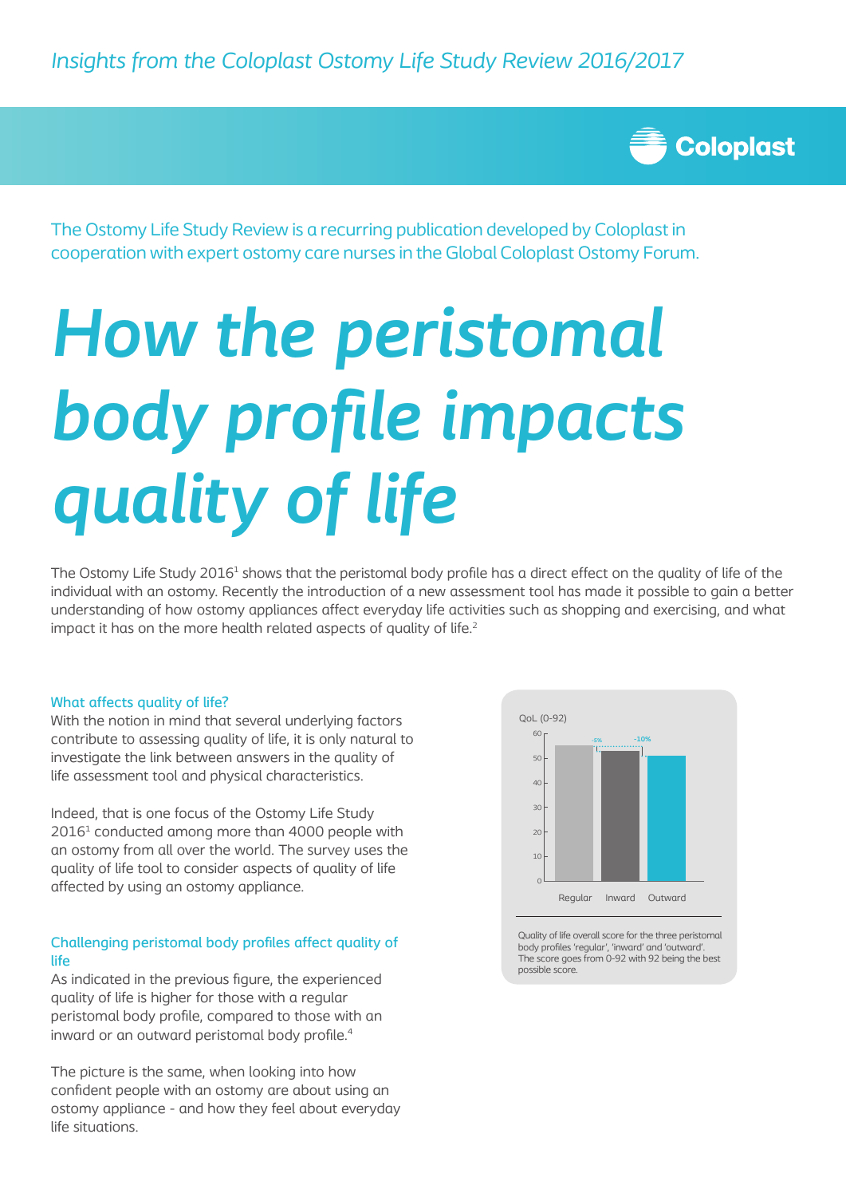*Insights from the Coloplast Ostomy Life Study Review 2016/2017*

The Ostomy Life Study Review is a recurring publication developed by Coloplast in cooperation with expert ostomy care nurses in the Global Coloplast Ostomy Forum.

# *How the peristomal body profile impacts quality of life*

The Ostomy Life Study 2016[1] shows that the peristomal body profile has a direct effect on the quality of life of the individual with an ostomy. Recently the introduction of a new assessment tool has made it possible to gain a better understanding of how ostomy appliances affect everyday life activities such as shopping and exercising, and what impact it has on the more health related aspects of quality of life.[2]

### What affects quality of life?

With the notion in mind that several underlying factors contribute to assessing quality of life, it is only natural to investigate the link between answers in the quality of life assessment tool and physical characteristics.

Indeed, that is one focus of the Ostomy Life Study 2016[1] conducted among more than 4000 people with an ostomy from all over the world. The survey uses the quality of life tool to consider aspects of quality of life affected by using an ostomy appliance.

### Challenging peristomal body profiles affect quality of life

As indicated in the previous figure, the experienced quality of life is higher for those with a regular peristomal body profile, compared to those with an inward or an outward peristomal body profile.[4]

The picture is the same, when looking into how confident people with an ostomy are about using an ostomy appliance - and how they feel about everyday life situations.

QoL (0-92)

| | Regular | Inward | Outward |
|---|---|---|---|
| Difference vs. Regular | | -5% | -10% |

Quality of life overall score for the three peristomal body profiles 'regular', 'inward' and 'outward'. The score goes from 0-92 with 92 being the best possible score.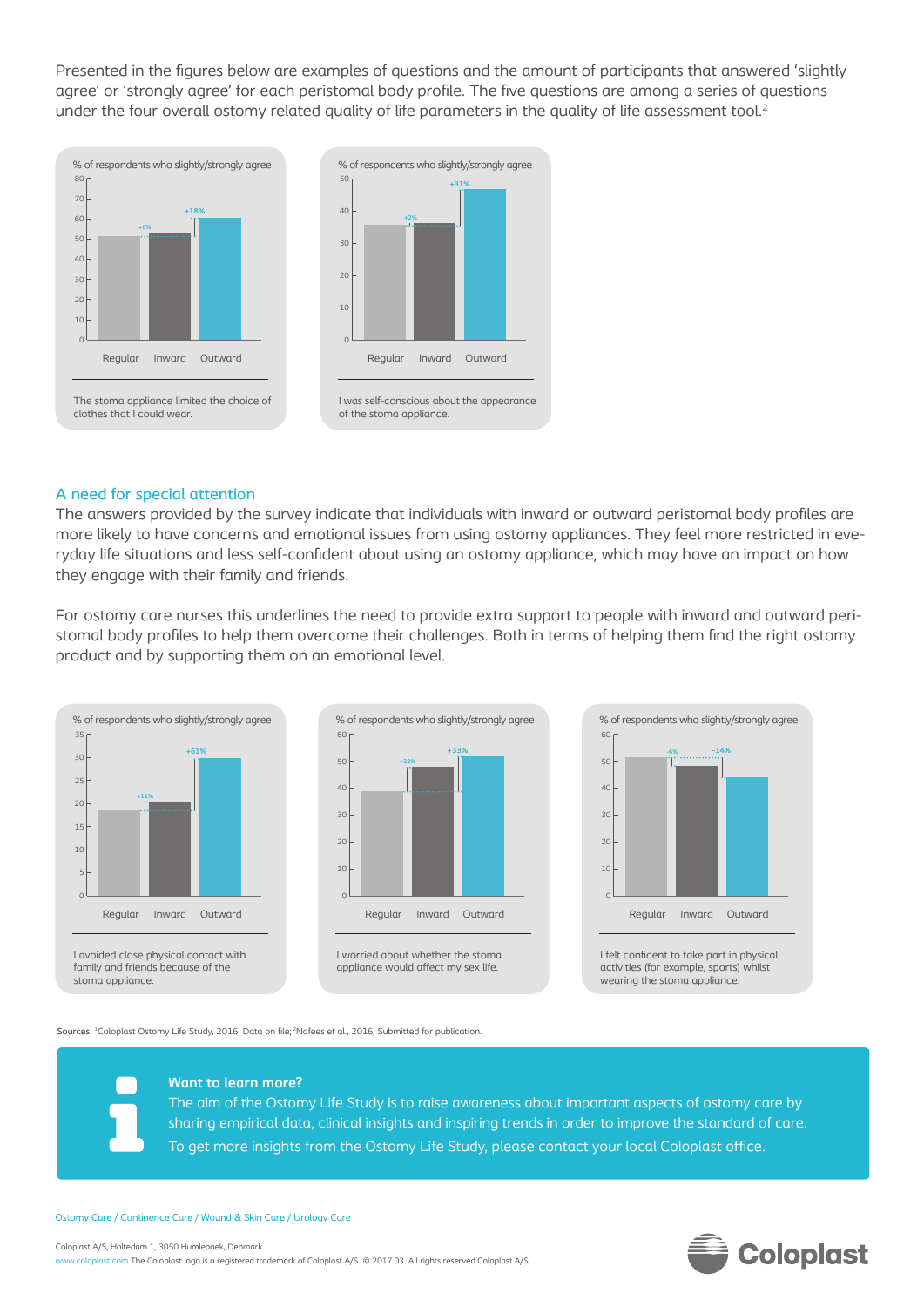Presented in the figures below are examples of questions and the amount of participants that answered 'slightly agree' or 'strongly agree' for each peristomal body profile. The five questions are among a series of questions under the four overall ostomy related quality of life parameters in the quality of life assessment tool.[2]

% of respondents who slightly/strongly agree

80
70
60
50
40
30
20
10
0

+6%
+18%

Regular Inward Outward

The stoma appliance limited the choice of clothes that I could wear.

% of respondents who slightly/strongly agree

50
40
30
20
10
0

+2%
+31%

Regular Inward Outward

I was self-conscious about the appearance of the stoma appliance.

## A need for special attention

The answers provided by the survey indicate that individuals with inward or outward peristomal body profiles are more likely to have concerns and emotional issues from using ostomy appliances. They feel more restricted in everyday life situations and less self-confident about using an ostomy appliance, which may have an impact on how they engage with their family and friends.

For ostomy care nurses this underlines the need to provide extra support to people with inward and outward peristomal body profiles to help them overcome their challenges. Both in terms of helping them find the right ostomy product and by supporting them on an emotional level.

% of respondents who slightly/strongly agree

35
30
25
20
15
10
5
0

+11%
+61%

Regular Inward Outward

I avoided close physical contact with family and friends because of the stoma appliance.

% of respondents who slightly/strongly agree

60
50
40
30
20
10
0

+23%
+33%

Regular Inward Outward

I worried about whether the stoma appliance would affect my sex life.

% of respondents who slightly/strongly agree

60
50
40
30
20
10
0

-6%
-14%

Regular Inward Outward

I felt confident to take part in physical activities (for example, sports) whilst wearing the stoma appliance.

Sources: [1]Coloplast Ostomy Life Study, 2016, Data on file; [2]Nafees et al., 2016, Submitted for publication.

**Want to learn more?**

The aim of the Ostomy Life Study is to raise awareness about important aspects of ostomy care by sharing empirical data, clinical insights and inspiring trends in order to improve the standard of care. To get more insights from the Ostomy Life Study, please contact your local Coloplast office.

Ostomy Care / Continence Care / Wound & Skin Care / Urology Care

Coloplast A/S, Holtedam 1, 3050 Humlebaek, Denmark
www.coloplast.com The Coloplast logo is a registered trademark of Coloplast A/S. © 2017.03. All rights reserved Coloplast A/S

Coloplast